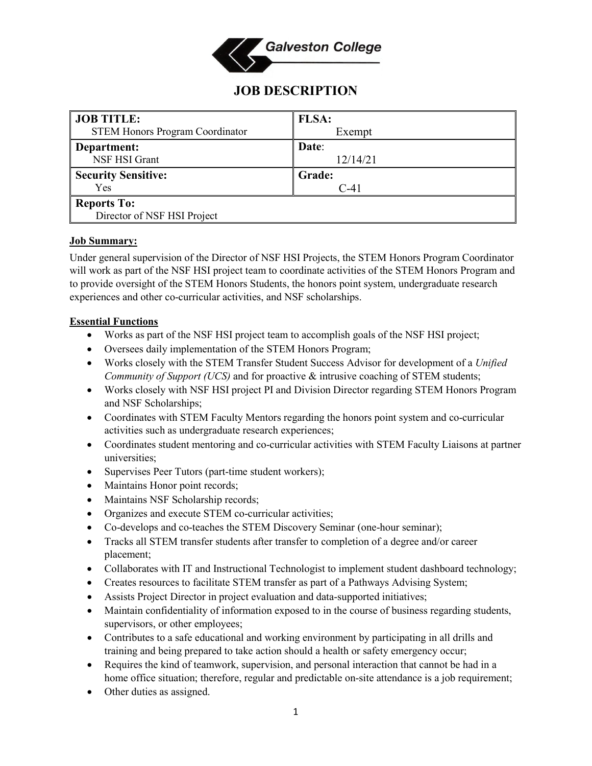Galveston College

# JOB DESCRIPTION

| **JOB TITLE:** STEM Honors Program Coordinator | **FLSA:** Exempt |
|---|---|
| **Department:** NSF HSI Grant | **Date**: 12/14/21 |
| **Security Sensitive:** Yes | **Grade:** C-41 |
| **Reports To:** Director of NSF HSI Project | |

**Job Summary:**

Under general supervision of the Director of NSF HSI Projects, the STEM Honors Program Coordinator will work as part of the NSF HSI project team to coordinate activities of the STEM Honors Program and to provide oversight of the STEM Honors Students, the honors point system, undergraduate research experiences and other co-curricular activities, and NSF scholarships.

**Essential Functions**

- Works as part of the NSF HSI project team to accomplish goals of the NSF HSI project;
- Oversees daily implementation of the STEM Honors Program;
- Works closely with the STEM Transfer Student Success Advisor for development of a *Unified Community of Support (UCS)* and for proactive & intrusive coaching of STEM students;
- Works closely with NSF HSI project PI and Division Director regarding STEM Honors Program and NSF Scholarships;
- Coordinates with STEM Faculty Mentors regarding the honors point system and co-curricular activities such as undergraduate research experiences;
- Coordinates student mentoring and co-curricular activities with STEM Faculty Liaisons at partner universities;
- Supervises Peer Tutors (part-time student workers);
- Maintains Honor point records;
- Maintains NSF Scholarship records;
- Organizes and execute STEM co-curricular activities;
- Co-develops and co-teaches the STEM Discovery Seminar (one-hour seminar);
- Tracks all STEM transfer students after transfer to completion of a degree and/or career placement;
- Collaborates with IT and Instructional Technologist to implement student dashboard technology;
- Creates resources to facilitate STEM transfer as part of a Pathways Advising System;
- Assists Project Director in project evaluation and data-supported initiatives;
- Maintain confidentiality of information exposed to in the course of business regarding students, supervisors, or other employees;
- Contributes to a safe educational and working environment by participating in all drills and training and being prepared to take action should a health or safety emergency occur;
- Requires the kind of teamwork, supervision, and personal interaction that cannot be had in a home office situation; therefore, regular and predictable on-site attendance is a job requirement;
- Other duties as assigned.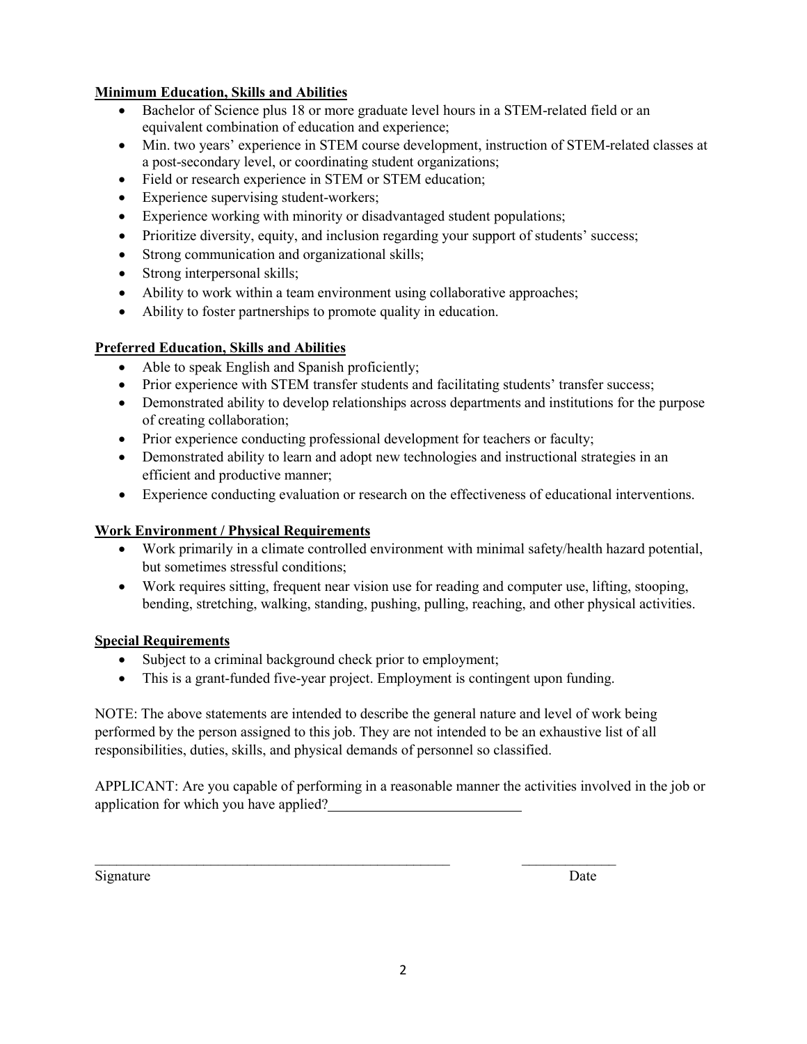**Minimum Education, Skills and Abilities**

- Bachelor of Science plus 18 or more graduate level hours in a STEM-related field or an equivalent combination of education and experience;
- Min. two years' experience in STEM course development, instruction of STEM-related classes at a post-secondary level, or coordinating student organizations;
- Field or research experience in STEM or STEM education;
- Experience supervising student-workers;
- Experience working with minority or disadvantaged student populations;
- Prioritize diversity, equity, and inclusion regarding your support of students' success;
- Strong communication and organizational skills;
- Strong interpersonal skills;
- Ability to work within a team environment using collaborative approaches;
- Ability to foster partnerships to promote quality in education.

**Preferred Education, Skills and Abilities**

- Able to speak English and Spanish proficiently;
- Prior experience with STEM transfer students and facilitating students' transfer success;
- Demonstrated ability to develop relationships across departments and institutions for the purpose of creating collaboration;
- Prior experience conducting professional development for teachers or faculty;
- Demonstrated ability to learn and adopt new technologies and instructional strategies in an efficient and productive manner;
- Experience conducting evaluation or research on the effectiveness of educational interventions.

**Work Environment / Physical Requirements**

- Work primarily in a climate controlled environment with minimal safety/health hazard potential, but sometimes stressful conditions;
- Work requires sitting, frequent near vision use for reading and computer use, lifting, stooping, bending, stretching, walking, standing, pushing, pulling, reaching, and other physical activities.

**Special Requirements**

- Subject to a criminal background check prior to employment;
- This is a grant-funded five-year project. Employment is contingent upon funding.

NOTE: The above statements are intended to describe the general nature and level of work being performed by the person assigned to this job. They are not intended to be an exhaustive list of all responsibilities, duties, skills, and physical demands of personnel so classified.

APPLICANT: Are you capable of performing in a reasonable manner the activities involved in the job or application for which you have applied?___________________________

___________________________________________________ _____________

Signature Date